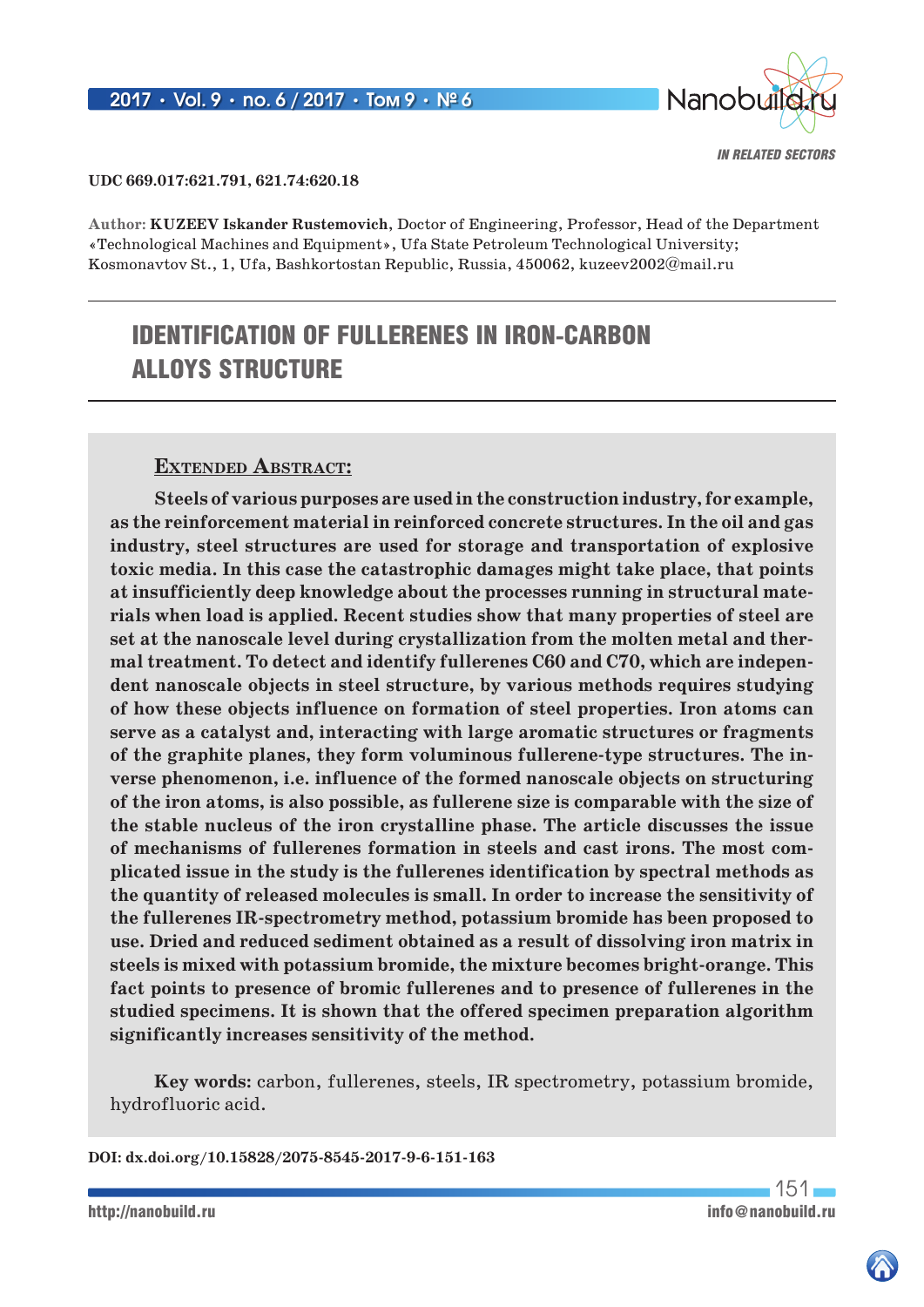IN RELATED SECTORS

**UDC 669.017:621.791, 621.74:620.18**

Author: **KUZEEV Iskander Rustemovich**, Doctor of Engineering, Professor, Head of the Department «Technological Machines and Equipment», Ufa State Petroleum Technological University; Kosmonavtov St., 1, Ufa, Bashkortostan Republic, Russia, 450062, kuzeev2002@mail.ru

# IDENTIFICATION OF FULLERENES IN IRON-CARBON ALLOYS STRUCTURE

**Extended Abstract:**

**Steels of various purposes are used in the construction industry, for example, as the reinforcement material in reinforced concrete structures. In the oil and gas industry, steel structures are used for storage and transportation of explosive toxic media. In this case the catastrophic damages might take place, that points at insufficiently deep knowledge about the processes running in structural materials when load is applied. Recent studies show that many properties of steel are set at the nanoscale level during crystallization from the molten metal and thermal treatment. To detect and identify fullerenes C60 and C70, which are independent nanoscale objects in steel structure, by various methods requires studying of how these objects influence on formation of steel properties. Iron atoms can serve as a catalyst and, interacting with large aromatic structures or fragments of the graphite planes, they form voluminous fullerene-type structures. The inverse phenomenon, i.e. influence of the formed nanoscale objects on structuring of the iron atoms, is also possible, as fullerene size is comparable with the size of the stable nucleus of the iron crystalline phase. The article discusses the issue of mechanisms of fullerenes formation in steels and cast irons. The most complicated issue in the study is the fullerenes identification by spectral methods as the quantity of released molecules is small. In order to increase the sensitivity of the fullerenes IR-spectrometry method, potassium bromide has been proposed to use. Dried and reduced sediment obtained as a result of dissolving iron matrix in steels is mixed with potassium bromide, the mixture becomes bright-orange. This fact points to presence of bromic fullerenes and to presence of fullerenes in the studied specimens. It is shown that the offered specimen preparation algorithm significantly increases sensitivity of the method.**

**Key words:** carbon, fullerenes, steels, IR spectrometry, potassium bromide, hydrofluoric acid.

**DOI: dx.doi.org/10.15828/2075-8545-2017-9-6-151-163**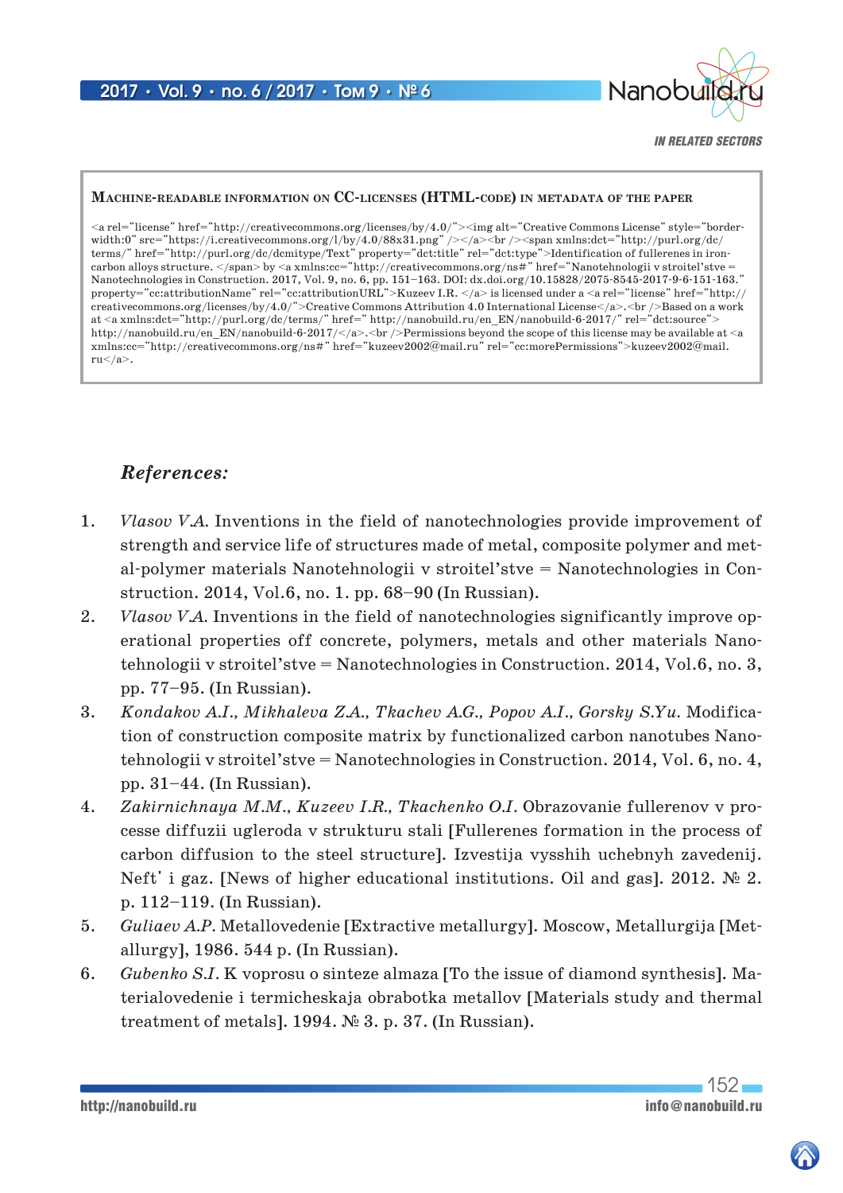**Machine-readable information on CC-licenses (HTML-code) in metadata of the paper**

```
<a rel="license" href="http://creativecommons.org/licenses/by/4.0/"><img alt="Creative Commons License" style="border-width:0" src="https://i.creativecommons.org/l/by/4.0/88x31.png" /></a><br /><span xmlns:dct="http://purl.org/dc/terms/" href="http://purl.org/dc/dcmitype/Text" property="dct:title" rel="dct:type">Identification of fullerenes in iron-carbon alloys structure. </span> by <a xmlns:cc="http://creativecommons.org/ns#" href="Nanotehnologii v stroitel'stve = Nanotechnologies in Construction. 2017, Vol. 9, no. 6, pp. 151–163. DOI: dx.doi.org/10.15828/2075-8545-2017-9-6-151-163." property="cc:attributionName" rel="cc:attributionURL">Kuzeev I.R. </a> is licensed under a <a rel="license" href="http://creativecommons.org/licenses/by/4.0/">Creative Commons Attribution 4.0 International License</a>.<br />Based on a work at <a xmlns:dct="http://purl.org/dc/terms/" href=" http://nanobuild.ru/en_EN/nanobuild-6-2017/" rel="dct:source"> http://nanobuild.ru/en_EN/nanobuild-6-2017/</a>.<br />Permissions beyond the scope of this license may be available at <a xmlns:cc="http://creativecommons.org/ns#" href="kuzeev2002@mail.ru" rel="cc:morePermissions">kuzeev2002@mail.ru</a>.
```

## *References:*

1. *Vlasov V.A.* Inventions in the field of nanotechnologies provide improvement of strength and service life of structures made of metal, composite polymer and metal-polymer materials Nanotehnologii v stroitel'stve = Nanotechnologies in Construction. 2014, Vol.6, no. 1. pp. 68–90 (In Russian).
2. *Vlasov V.A.* Inventions in the field of nanotechnologies significantly improve operational properties off concrete, polymers, metals and other materials Nanotehnologii v stroitel'stve = Nanotechnologies in Construction. 2014, Vol.6, no. 3, pp. 77–95. (In Russian).
3. *Kondakov A.I., Mikhaleva Z.A., Tkachev A.G., Popov A.I., Gorsky S.Yu.* Modification of construction composite matrix by functionalized carbon nanotubes Nanotehnologii v stroitel'stve = Nanotechnologies in Construction. 2014, Vol. 6, no. 4, pp. 31–44. (In Russian).
4. *Zakirnichnaya M.M., Kuzeev I.R., Tkachenko O.I.* Obrazovanie fullerenov v processe diffuzii ugleroda v strukturu stali [Fullerenes formation in the process of carbon diffusion to the steel structure]. Izvestija vysshih uchebnyh zavedenij. Neft' i gaz. [News of higher educational institutions. Oil and gas]. 2012. № 2. p. 112–119. (In Russian).
5. *Guliaev A.P.* Metallovedenie [Extractive metallurgy]. Moscow, Metallurgija [Metallurgy], 1986. 544 p. (In Russian).
6. *Gubenko S.I.* K voprosu o sinteze almaza [To the issue of diamond synthesis]. Materialovedenie i termicheskaja obrabotka metallov [Materials study and thermal treatment of metals]. 1994. № 3. p. 37. (In Russian).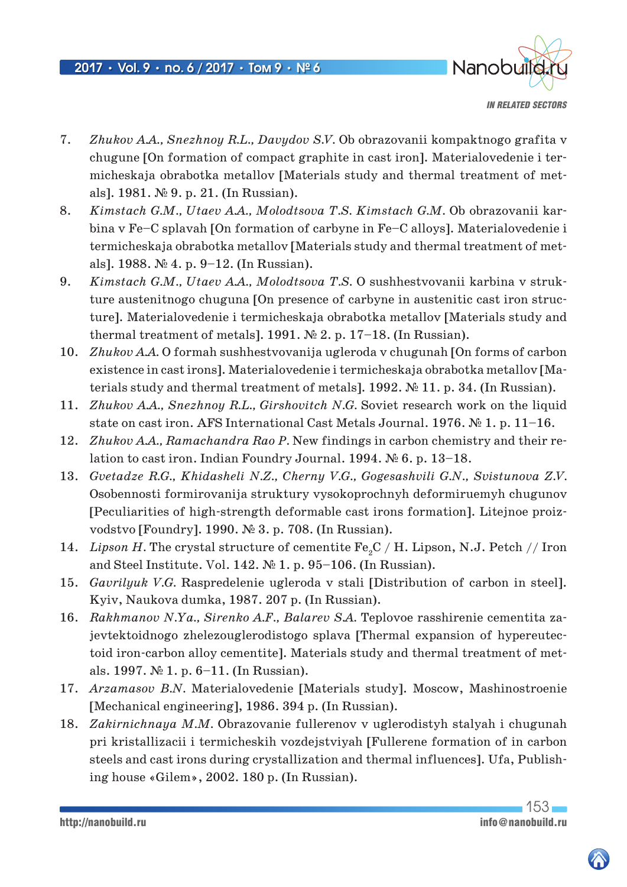7. *Zhukov A.A., Snezhnoy R.L., Davydov S.V.* Ob obrazovanii kompaktnogo grafita v chugune [On formation of compact graphite in cast iron]. Materialovedenie i termicheskaja obrabotka metallov [Materials study and thermal treatment of metals]. 1981. № 9. p. 21. (In Russian).
8. *Kimstach G.M., Utaev A.A., Molodtsova T.S. Kimstach G.M.* Ob obrazovanii karbina v Fe–C splavah [On formation of carbyne in Fe–C alloys]. Materialovedenie i termicheskaja obrabotka metallov [Materials study and thermal treatment of metals]. 1988. № 4. p. 9–12. (In Russian).
9. *Kimstach G.M., Utaev A.A., Molodtsova T.S.* O sushhestvovanii karbina v strukture austenitnogo chuguna [On presence of carbyne in austenitic cast iron structure]. Materialovedenie i termicheskaja obrabotka metallov [Materials study and thermal treatment of metals]. 1991. № 2. p. 17–18. (In Russian).
10. *Zhukov A.A.* O formah sushhestvovanija ugleroda v chugunah [On forms of carbon existence in cast irons]. Materialovedenie i termicheskaja obrabotka metallov [Materials study and thermal treatment of metals]. 1992. № 11. p. 34. (In Russian).
11. *Zhukov A.A., Snezhnoy R.L., Girshovitch N.G.* Soviet research work on the liquid state on cast iron. AFS International Cast Metals Journal. 1976. № 1. p. 11–16.
12. *Zhukov A.A., Ramachandra Rao P.* New findings in carbon chemistry and their relation to cast iron. Indian Foundry Journal. 1994. № 6. p. 13–18.
13. *Gvetadze R.G., Khidasheli N.Z., Cherny V.G., Gogesashvili G.N., Svistunova Z.V.* Osobennosti formirovanija struktury vysokoprochnyh deformiruemyh chugunov [Peculiarities of high-strength deformable cast irons formation]. Litejnoe proizvodstvo [Foundry]. 1990. № 3. p. 708. (In Russian).
14. *Lipson H.* The crystal structure of cementite $Fe_2C$ / H. Lipson, N.J. Petch // Iron and Steel Institute. Vol. 142. № 1. p. 95–106. (In Russian).
15. *Gavrilyuk V.G.* Raspredelenie ugleroda v stali [Distribution of carbon in steel]. Kyiv, Naukova dumka, 1987. 207 p. (In Russian).
16. *Rakhmanov N.Ya., Sirenko A.F., Balarev S.A.* Teplovoe rasshirenie cementita zajevtektoidnogo zhelezouglerodistogo splava [Thermal expansion of hypereutectoid iron-carbon alloy cementite]. Materials study and thermal treatment of metals. 1997. № 1. p. 6–11. (In Russian).
17. *Arzamasov B.N.* Materialovedenie [Materials study]. Moscow, Mashinostroenie [Mechanical engineering], 1986. 394 p. (In Russian).
18. *Zakirnichnaya M.M.* Obrazovanie fullerenov v uglerodistyh stalyah i chugunah pri kristallizacii i termicheskih vozdejstviyah [Fullerene formation of in carbon steels and cast irons during crystallization and thermal influences]. Ufa, Publishing house «Gilem», 2002. 180 p. (In Russian).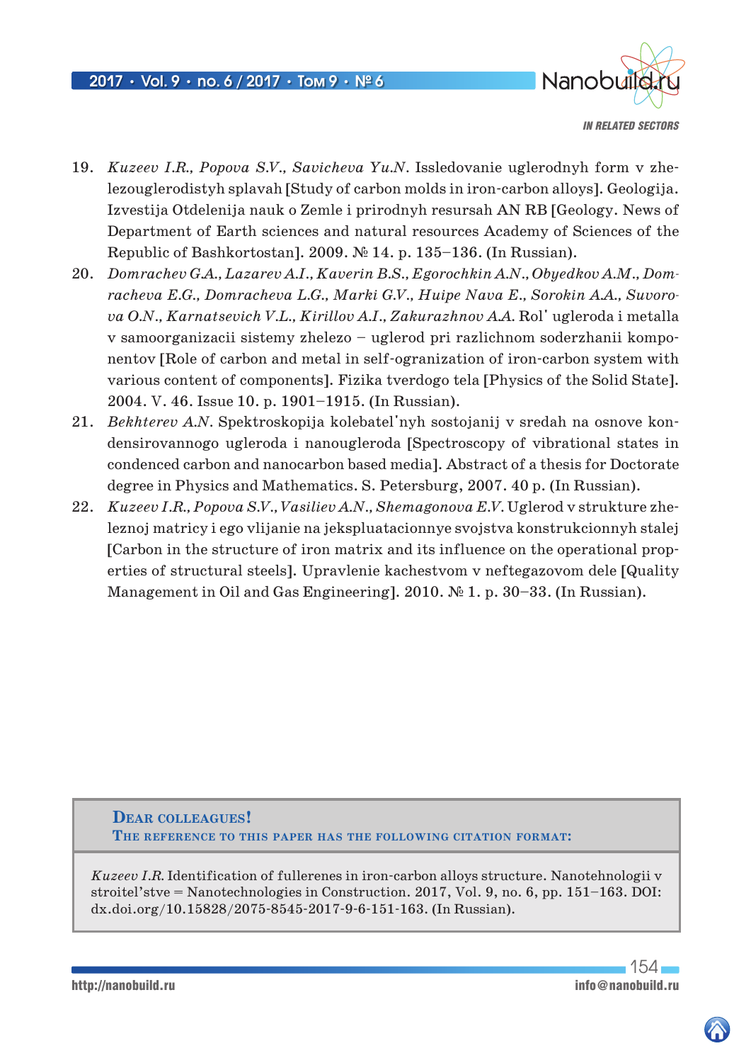19. *Kuzeev I.R., Popova S.V., Savicheva Yu.N.* Issledovanie uglerodnyh form v zhelezouglerodistyh splavah [Study of carbon molds in iron-carbon alloys]. Geologija. Izvestija Otdelenija nauk o Zemle i prirodnyh resursah AN RB [Geology. News of Department of Earth sciences and natural resources Academy of Sciences of the Republic of Bashkortostan]. 2009. № 14. p. 135–136. (In Russian).
20. *Domrachev G.A., Lazarev A.I., Kaverin B.S., Egorochkin A.N., Obyedkov A.M., Domracheva E.G., Domracheva L.G., Marki G.V., Huipe Nava E., Sorokin A.A., Suvorova O.N., Karnatsevich V.L., Kirillov A.I., Zakurazhnov A.A.* Rol' ugleroda i metalla v samoorganizacii sistemy zhelezo – uglerod pri razlichnom soderzhanii komponentov [Role of carbon and metal in self-ogranization of iron-carbon system with various content of components]. Fizika tverdogo tela [Physics of the Solid State]. 2004. V. 46. Issue 10. p. 1901–1915. (In Russian).
21. *Bekhterev A.N.* Spektroskopija kolebatel'nyh sostojanij v sredah na osnove kondensirovannogo ugleroda i nanougleroda [Spectroscopy of vibrational states in condenced carbon and nanocarbon based media]. Abstract of a thesis for Doctorate degree in Physics and Mathematics. S. Petersburg, 2007. 40 p. (In Russian).
22. *Kuzeev I.R., Popova S.V., Vasiliev A.N., Shemagonova E.V.* Uglerod v strukture zheleznoj matricy i ego vlijanie na jekspluatacionnye svojstva konstrukcionnyh stalej [Carbon in the structure of iron matrix and its influence on the operational properties of structural steels]. Upravlenie kachestvom v neftegazovom dele [Quality Management in Oil and Gas Engineering]. 2010. № 1. p. 30–33. (In Russian).

**Dear colleagues!**
**The reference to this paper has the following citation format:**

*Kuzeev I.R.* Identification of fullerenes in iron-carbon alloys structure. Nanotehnologii v stroitel'stve = Nanotechnologies in Construction. 2017, Vol. 9, no. 6, pp. 151–163. DOI: dx.doi.org/10.15828/2075-8545-2017-9-6-151-163. (In Russian).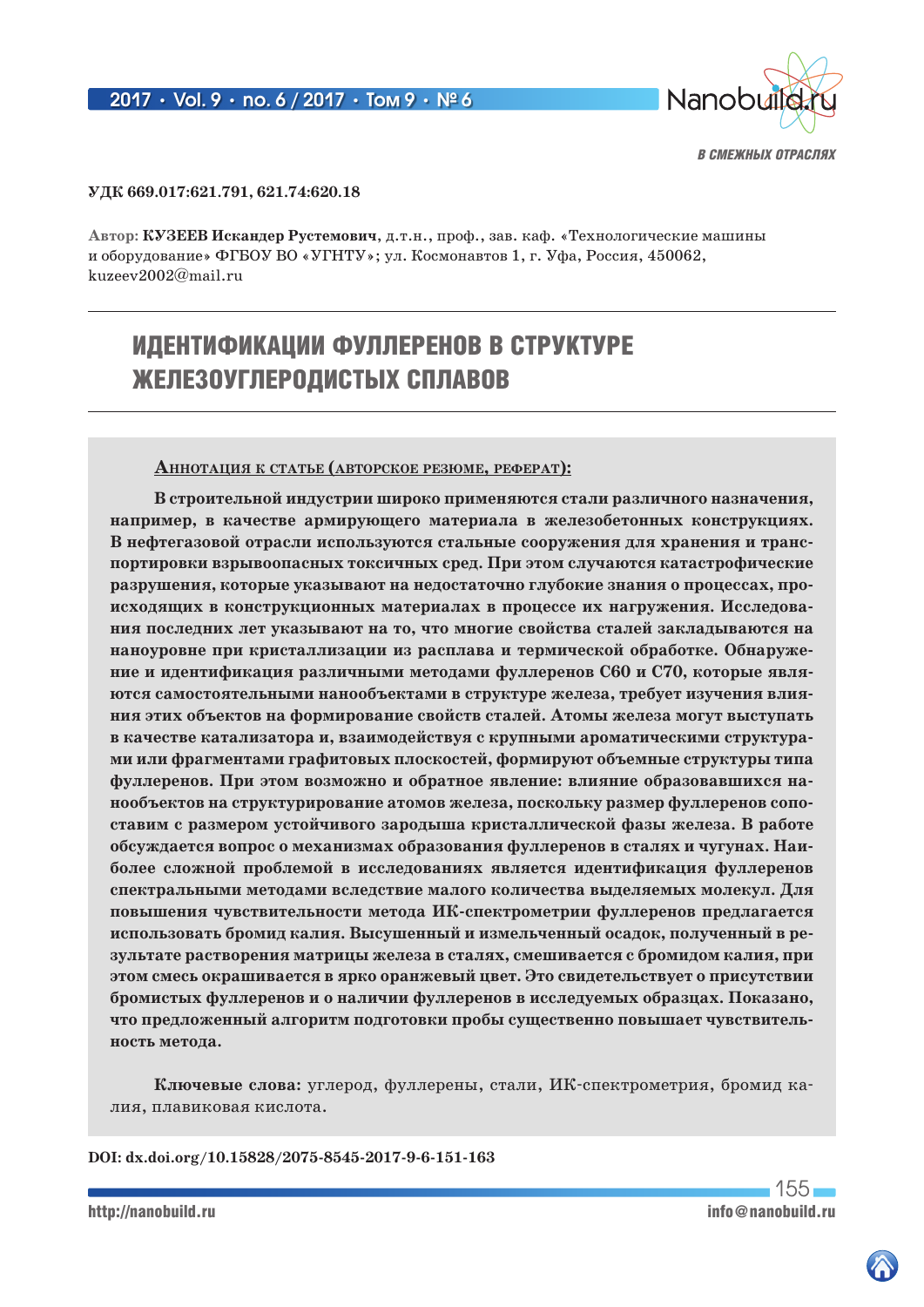УДК 669.017:621.791, 621.74:620.18

**Автор: КУЗЕЕВ Искандер Рустемович**, д.т.н., проф., зав. каф. «Технологические машины и оборудование» ФГБОУ ВО «УГНТУ»; ул. Космонавтов 1, г. Уфа, Россия, 450062, kuzeev2002@mail.ru

# ИДЕНТИФИКАЦИИ ФУЛЛЕРЕНОВ В СТРУКТУРЕ ЖЕЛЕЗОУГЛЕРОДИСТЫХ СПЛАВОВ

**Аннотация к статье (авторское резюме, реферат):**

**В строительной индустрии широко применяются стали различного назначения, например, в качестве армирующего материала в железобетонных конструкциях. В нефтегазовой отрасли используются стальные сооружения для хранения и транспортировки взрывоопасных токсичных сред. При этом случаются катастрофические разрушения, которые указывают на недостаточно глубокие знания о процессах, происходящих в конструкционных материалах в процессе их нагружения. Исследования последних лет указывают на то, что многие свойства сталей закладываются на наноуровне при кристаллизации из расплава и термической обработке. Обнаружение и идентификация различными методами фуллеренов С60 и С70, которые являются самостоятельными нанообъектами в структуре железа, требует изучения влияния этих объектов на формирование свойств сталей. Атомы железа могут выступать в качестве катализатора и, взаимодействуя с крупными ароматическими структурами или фрагментами графитовых плоскостей, формируют объемные структуры типа фуллеренов. При этом возможно и обратное явление: влияние образовавшихся нанообъектов на структурирование атомов железа, поскольку размер фуллеренов сопоставим с размером устойчивого зародыша кристаллической фазы железа. В работе обсуждается вопрос о механизмах образования фуллеренов в сталях и чугунах. Наиболее сложной проблемой в исследованиях является идентификация фуллеренов спектральными методами вследствие малого количества выделяемых молекул. Для повышения чувствительности метода ИК-спектрометрии фуллеренов предлагается использовать бромид калия. Высушенный и измельченный осадок, полученный в результате растворения матрицы железа в сталях, смешивается с бромидом калия, при этом смесь окрашивается в ярко оранжевый цвет. Это свидетельствует о присутствии бромистых фуллеренов и о наличии фуллеренов в исследуемых образцах. Показано, что предложенный алгоритм подготовки пробы существенно повышает чувствительность метода.**

**Ключевые слова:** углерод, фуллерены, стали, ИК-спектрометрия, бромид калия, плавиковая кислота.

**DOI:** dx.doi.org/10.15828/2075-8545-2017-9-6-151-163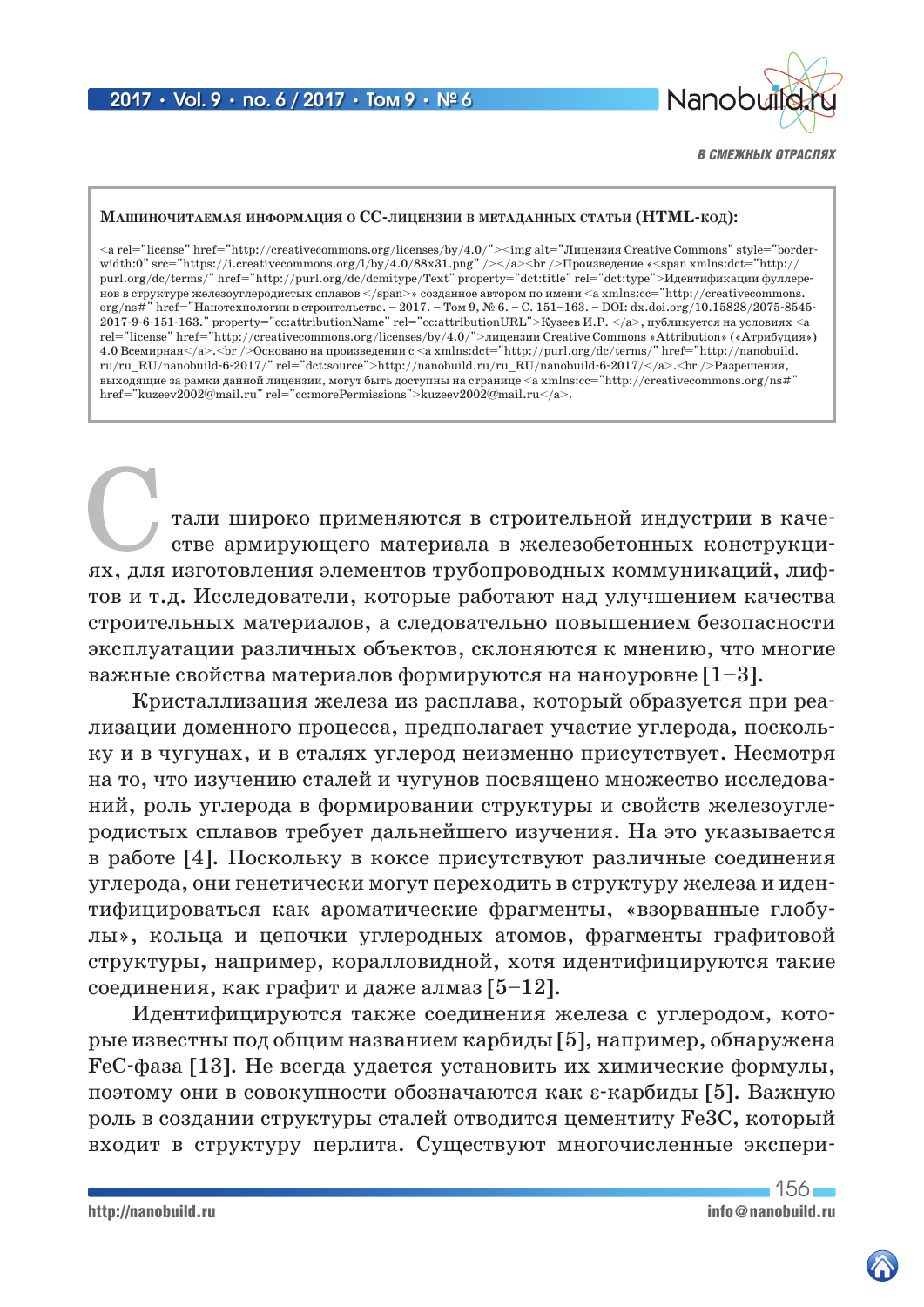**Машиночитаемая информация о CC-лицензии в метаданных статьи (HTML-код):**

<a rel="license" href="http://creativecommons.org/licenses/by/4.0/"><img alt="Лицензия Creative Commons" style="border-width:0" src="https://i.creativecommons.org/l/by/4.0/88x31.png" /></a><br />Произведение «<span xmlns:dct="http://purl.org/dc/terms/" href="http://purl.org/dc/dcmitype/Text" property="dct:title" rel="dct:type">Идентификации фуллеренов в структуре железоуглеродистых сплавов </span>» созданное автором по имени <a xmlns:cc="http://creativecommons.org/ns#" href="Нанотехнологии в строительстве. – 2017. – Том 9, № 6. – С. 151–163. – DOI: dx.doi.org/10.15828/2075-8545-2017-9-6-151-163." property="cc:attributionName" rel="cc:attributionURL">Кузеев И.Р. </a>, публикуется на условиях <a rel="license" href="http://creativecommons.org/licenses/by/4.0/">лицензии Creative Commons «Attribution» («Атрибуция») 4.0 Всемирная</a>.<br />Основано на произведении с <a xmlns:dct="http://purl.org/dc/terms/" href="http://nanobuild.ru/ru_RU/nanobuild-6-2017/" rel="dct:source">http://nanobuild.ru/ru_RU/nanobuild-6-2017/</a>.<br />Разрешения, выходящие за рамки данной лицензии, могут быть доступны на странице <a xmlns:cc="http://creativecommons.org/ns#" href="kuzeev2002@mail.ru" rel="cc:morePermissions">kuzeev2002@mail.ru</a>.

Стали широко применяются в строительной индустрии в качестве армирующего материала в железобетонных конструкциях, для изготовления элементов трубопроводных коммуникаций, лифтов и т.д. Исследователи, которые работают над улучшением качества строительных материалов, а следовательно повышением безопасности эксплуатации различных объектов, склоняются к мнению, что многие важные свойства материалов формируются на наноуровне [1–3].

Кристаллизация железа из расплава, который образуется при реализации доменного процесса, предполагает участие углерода, поскольку и в чугунах, и в сталях углерод неизменно присутствует. Несмотря на то, что изучению сталей и чугунов посвящено множество исследований, роль углерода в формировании структуры и свойств железоуглеродистых сплавов требует дальнейшего изучения. На это указывается в работе [4]. Поскольку в коксе присутствуют различные соединения углерода, они генетически могут переходить в структуру железа и идентифицироваться как ароматические фрагменты, «взорванные глобулы», кольца и цепочки углеродных атомов, фрагменты графитовой структуры, например, коралловидной, хотя идентифицируются такие соединения, как графит и даже алмаз [5–12].

Идентифицируются также соединения железа с углеродом, которые известны под общим названием карбиды [5], например, обнаружена FeC-фаза [13]. Не всегда удается установить их химические формулы, поэтому они в совокупности обозначаются как ε-карбиды [5]. Важную роль в создании структуры сталей отводится цементиту $Fe_3C$, который входит в структуру перлита. Существуют многочисленные экспери-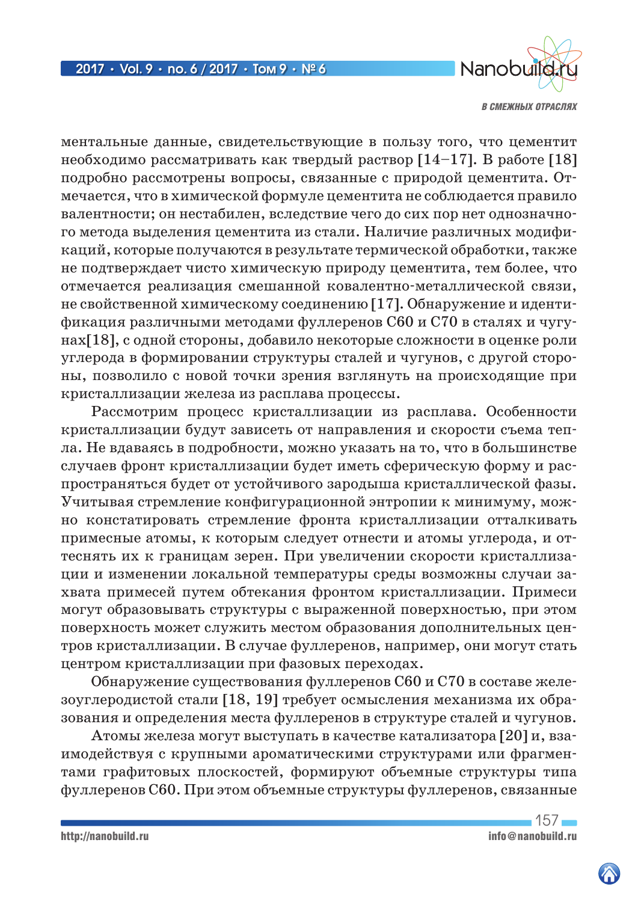ментальные данные, свидетельствующие в пользу того, что цементит необходимо рассматривать как твердый раствор [14–17]. В работе [18] подробно рассмотрены вопросы, связанные с природой цементита. Отмечается, что в химической формуле цементита не соблюдается правило валентности; он нестабилен, вследствие чего до сих пор нет однозначного метода выделения цементита из стали. Наличие различных модификаций, которые получаются в результате термической обработки, также не подтверждает чисто химическую природу цементита, тем более, что отмечается реализация смешанной ковалентно-металлической связи, не свойственной химическому соединению [17]. Обнаружение и идентификация различными методами фуллеренов С60 и С70 в сталях и чугунах[18], с одной стороны, добавило некоторые сложности в оценке роли углерода в формировании структуры сталей и чугунов, с другой стороны, позволило с новой точки зрения взглянуть на происходящие при кристаллизации железа из расплава процессы.

Рассмотрим процесс кристаллизации из расплава. Особенности кристаллизации будут зависеть от направления и скорости съема тепла. Не вдаваясь в подробности, можно указать на то, что в большинстве случаев фронт кристаллизации будет иметь сферическую форму и распространяться будет от устойчивого зародыша кристаллической фазы. Учитывая стремление конфигурационной энтропии к минимуму, можно констатировать стремление фронта кристаллизации отталкивать примесные атомы, к которым следует отнести и атомы углерода, и оттеснять их к границам зерен. При увеличении скорости кристаллизации и изменении локальной температуры среды возможны случаи захвата примесей путем обтекания фронтом кристаллизации. Примеси могут образовывать структуры с выраженной поверхностью, при этом поверхность может служить местом образования дополнительных центров кристаллизации. В случае фуллеренов, например, они могут стать центром кристаллизации при фазовых переходах.

Обнаружение существования фуллеренов С60 и С70 в составе железоуглеродистой стали [18, 19] требует осмысления механизма их образования и определения места фуллеренов в структуре сталей и чугунов.

Атомы железа могут выступать в качестве катализатора [20] и, взаимодействуя с крупными ароматическими структурами или фрагментами графитовых плоскостей, формируют объемные структуры типа фуллеренов С60. При этом объемные структуры фуллеренов, связанные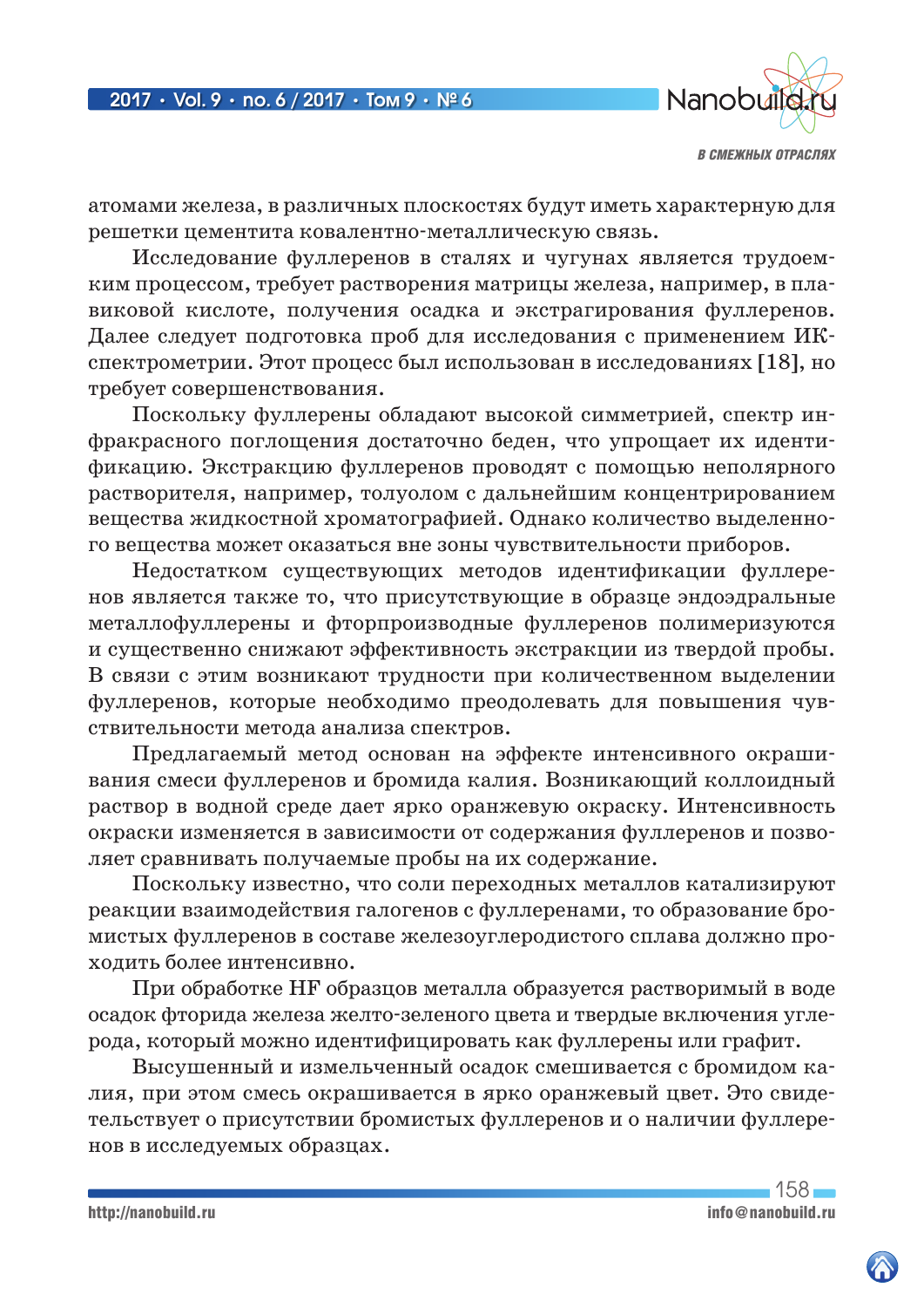атомами железа, в различных плоскостях будут иметь характерную для решетки цементита ковалентно-металлическую связь.

Исследование фуллеренов в сталях и чугунах является трудоемким процессом, требует растворения матрицы железа, например, в плавиковой кислоте, получения осадка и экстрагирования фуллеренов. Далее следует подготовка проб для исследования с применением ИК-спектрометрии. Этот процесс был использован в исследованиях [18], но требует совершенствования.

Поскольку фуллерены обладают высокой симметрией, спектр инфракрасного поглощения достаточно беден, что упрощает их идентификацию. Экстракцию фуллеренов проводят с помощью неполярного растворителя, например, толуолом с дальнейшим концентрированием вещества жидкостной хроматографией. Однако количество выделенного вещества может оказаться вне зоны чувствительности приборов.

Недостатком существующих методов идентификации фуллеренов является также то, что присутствующие в образце эндоэдральные металлофуллерены и фторпроизводные фуллеренов полимеризуются и существенно снижают эффективность экстракции из твердой пробы. В связи с этим возникают трудности при количественном выделении фуллеренов, которые необходимо преодолевать для повышения чувствительности метода анализа спектров.

Предлагаемый метод основан на эффекте интенсивного окрашивания смеси фуллеренов и бромида калия. Возникающий коллоидный раствор в водной среде дает ярко оранжевую окраску. Интенсивность окраски изменяется в зависимости от содержания фуллеренов и позволяет сравнивать получаемые пробы на их содержание.

Поскольку известно, что соли переходных металлов катализируют реакции взаимодействия галогенов с фуллеренами, то образование бромистых фуллеренов в составе железоуглеродистого сплава должно проходить более интенсивно.

При обработке HF образцов металла образуется растворимый в воде осадок фторида железа желто-зеленого цвета и твердые включения углерода, который можно идентифицировать как фуллерены или графит.

Высушенный и измельченный осадок смешивается с бромидом калия, при этом смесь окрашивается в ярко оранжевый цвет. Это свидетельствует о присутствии бромистых фуллеренов и о наличии фуллеренов в исследуемых образцах.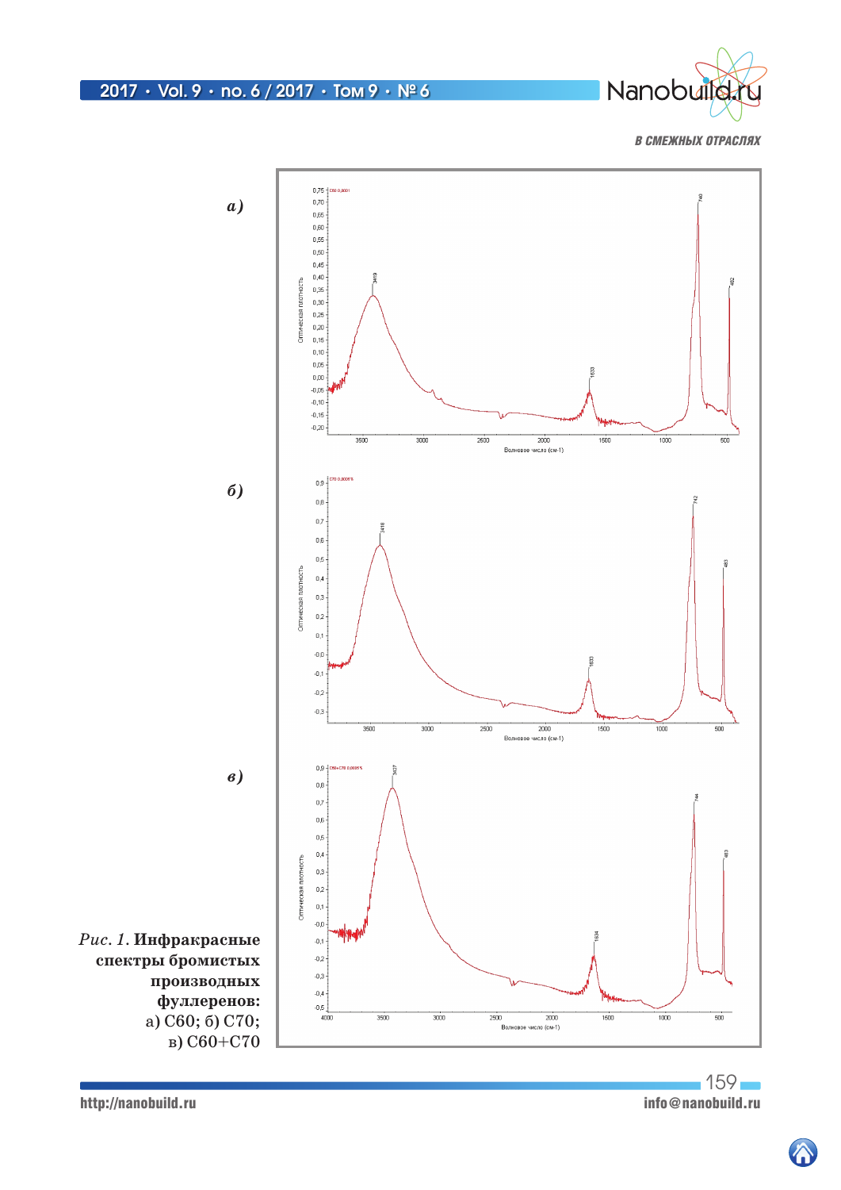а)

б)

в)

*Рис. 1.* **Инфракрасные спектры бромистых производных фуллеренов:** а) C60; б) C70; в) C60+C70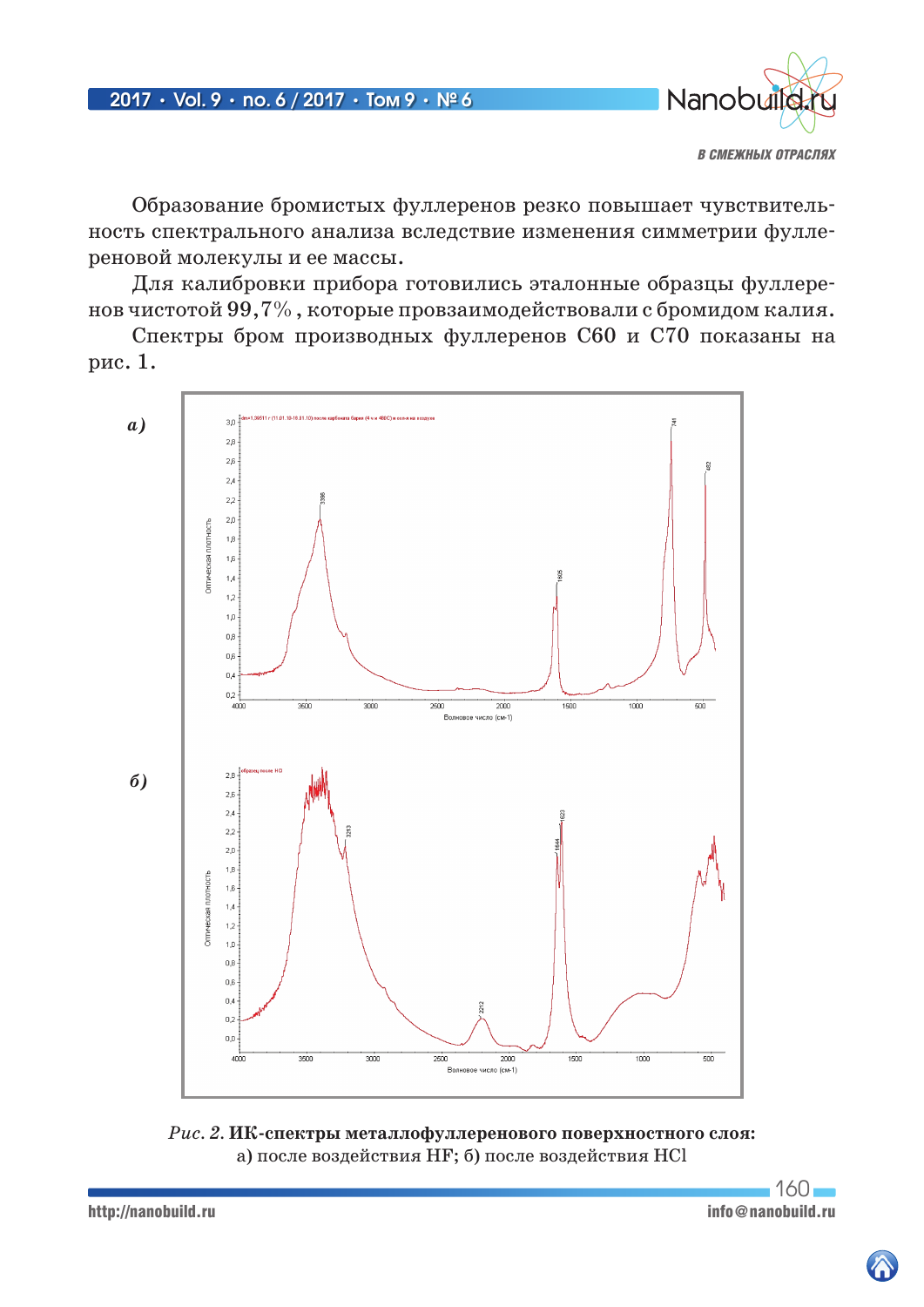Образование бромистых фуллеренов резко повышает чувствительность спектрального анализа вследствие изменения симметрии фуллереновой молекулы и ее массы.

Для калибровки прибора готовились эталонные образцы фуллеренов чистотой 99,7%, которые провзаимодействовали с бромидом калия.

Спектры бром производных фуллеренов C60 и C70 показаны на рис. 1.

*Рис. 2.* **ИК-спектры металлофуллеренового поверхностного слоя:** а) после воздействия HF; б) после воздействия HCl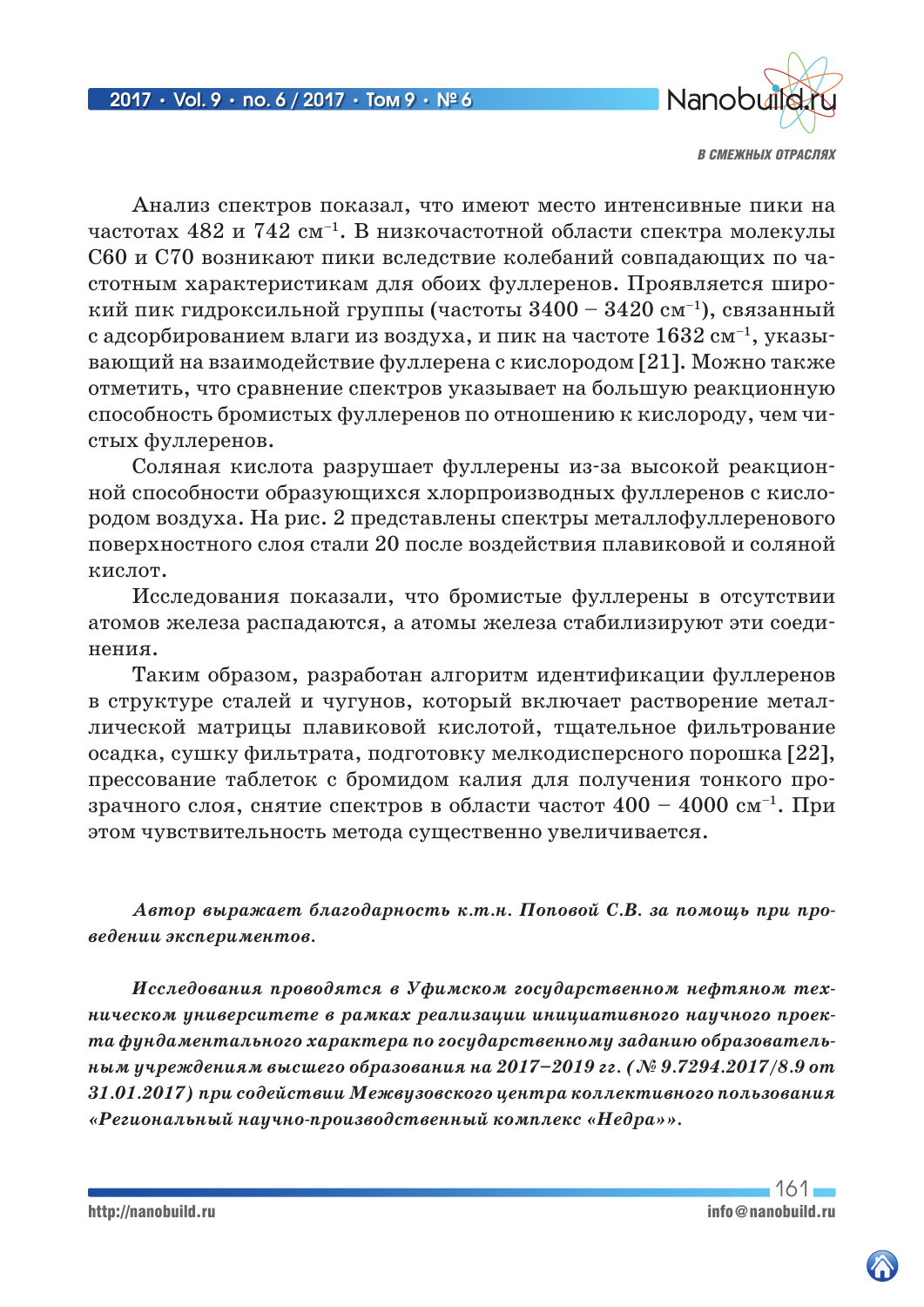Анализ спектров показал, что имеют место интенсивные пики на частотах 482 и 742 $см^{-1}$. В низкочастотной области спектра молекулы С60 и С70 возникают пики вследствие колебаний совпадающих по частотным характеристикам для обоих фуллеренов. Проявляется широкий пик гидроксильной группы (частоты 3400 – 3420 $см^{-1}$), связанный с адсорбированием влаги из воздуха, и пик на частоте 1632 $см^{-1}$, указывающий на взаимодействие фуллерена с кислородом [21]. Можно также отметить, что сравнение спектров указывает на большую реакционную способность бромистых фуллеренов по отношению к кислороду, чем чистых фуллеренов.

Соляная кислота разрушает фуллерены из-за высокой реакционной способности образующихся хлорпроизводных фуллеренов с кислородом воздуха. На рис. 2 представлены спектры металлофуллеренового поверхностного слоя стали 20 после воздействия плавиковой и соляной кислот.

Исследования показали, что бромистые фуллерены в отсутствии атомов железа распадаются, а атомы железа стабилизируют эти соединения.

Таким образом, разработан алгоритм идентификации фуллеренов в структуре сталей и чугунов, который включает растворение металлической матрицы плавиковой кислотой, тщательное фильтрование осадка, сушку фильтрата, подготовку мелкодисперсного порошка [22], прессование таблеток с бромидом калия для получения тонкого прозрачного слоя, снятие спектров в области частот 400 – 4000 $см^{-1}$. При этом чувствительность метода существенно увеличивается.

***Автор выражает благодарность к.т.н. Поповой С.В. за помощь при проведении экспериментов.***

***Исследования проводятся в Уфимском государственном нефтяном техническом университете в рамках реализации инициативного научного проекта фундаментального характера по государственному заданию образовательным учреждениям высшего образования на 2017–2019 гг. (№ 9.7294.2017/8.9 от 31.01.2017) при содействии Межвузовского центра коллективного пользования «Региональный научно-производственный комплекс «Недра»».***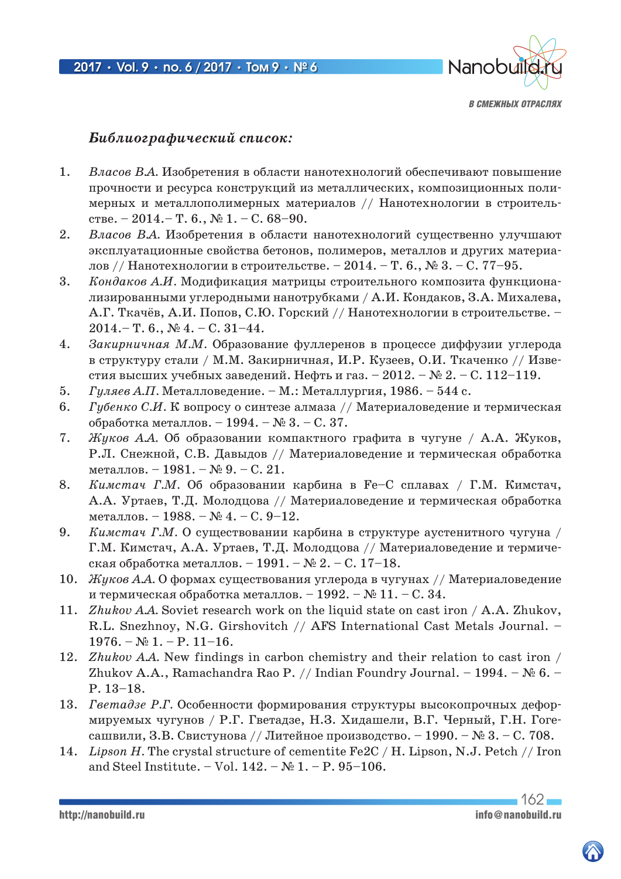### *Библиографический список:*

1. *Власов В.А.* Изобретения в области нанотехнологий обеспечивают повышение прочности и ресурса конструкций из металлических, композиционных полимерных и металлополимерных материалов // Нанотехнологии в строительстве. – 2014.– Т. 6., № 1. – С. 68–90.
2. *Власов В.А.* Изобретения в области нанотехнологий существенно улучшают эксплуатационные свойства бетонов, полимеров, металлов и других материалов // Нанотехнологии в строительстве. – 2014. – Т. 6., № 3. – С. 77–95.
3. *Кондаков А.И.* Модификация матрицы строительного композита функционализированными углеродными нанотрубками / А.И. Кондаков, З.А. Михалева, А.Г. Ткачёв, А.И. Попов, С.Ю. Горский // Нанотехнологии в строительстве. – 2014.– Т. 6., № 4. – С. 31–44.
4. *Закирничная М.М.* Образование фуллеренов в процессе диффузии углерода в структуру стали / М.М. Закирничная, И.Р. Кузеев, О.И. Ткаченко // Известия высших учебных заведений. Нефть и газ. – 2012. – № 2. – С. 112–119.
5. *Гуляев А.П.* Металловедение. – М.: Металлургия, 1986. – 544 с.
6. *Губенко С.И.* К вопросу о синтезе алмаза // Материаловедение и термическая обработка металлов. – 1994. – № 3. – С. 37.
7. *Жуков А.А.* Об образовании компактного графита в чугуне / А.А. Жуков, Р.Л. Снежной, С.В. Давыдов // Материаловедение и термическая обработка металлов. – 1981. – № 9. – С. 21.
8. *Кимстач Г.М.* Об образовании карбина в Fe–C сплавах / Г.М. Кимстач, А.А. Уртаев, Т.Д. Молодцова // Материаловедение и термическая обработка металлов. – 1988. – № 4. – С. 9–12.
9. *Кимстач Г.М.* О существовании карбина в структуре аустенитного чугуна / Г.М. Кимстач, А.А. Уртаев, Т.Д. Молодцова // Материаловедение и термическая обработка металлов. – 1991. – № 2. – С. 17–18.
10. *Жуков А.А.* О формах существования углерода в чугунах // Материаловедение и термическая обработка металлов. – 1992. – № 11. – С. 34.
11. *Zhukov A.A.* Soviet research work on the liquid state on cast iron / A.A. Zhukov, R.L. Snezhnoy, N.G. Girshovitch // AFS International Cast Metals Journal. – 1976. – № 1. – P. 11–16.
12. *Zhukov A.A.* New findings in carbon chemistry and their relation to cast iron / Zhukov A.A., Ramachandra Rao P. // Indian Foundry Journal. – 1994. – № 6. – P. 13–18.
13. *Гветадзе Р.Г.* Особенности формирования структуры высокопрочных деформируемых чугунов / Р.Г. Гветадзе, Н.З. Хидашели, В.Г. Черный, Г.Н. Гогесашвили, З.В. Свистунова // Литейное производство. – 1990. – № 3. – С. 708.
14. *Lipson H.* The crystal structure of cementite $Fe_2C$ / H. Lipson, N.J. Petch // Iron and Steel Institute. – Vol. 142. – № 1. – P. 95–106.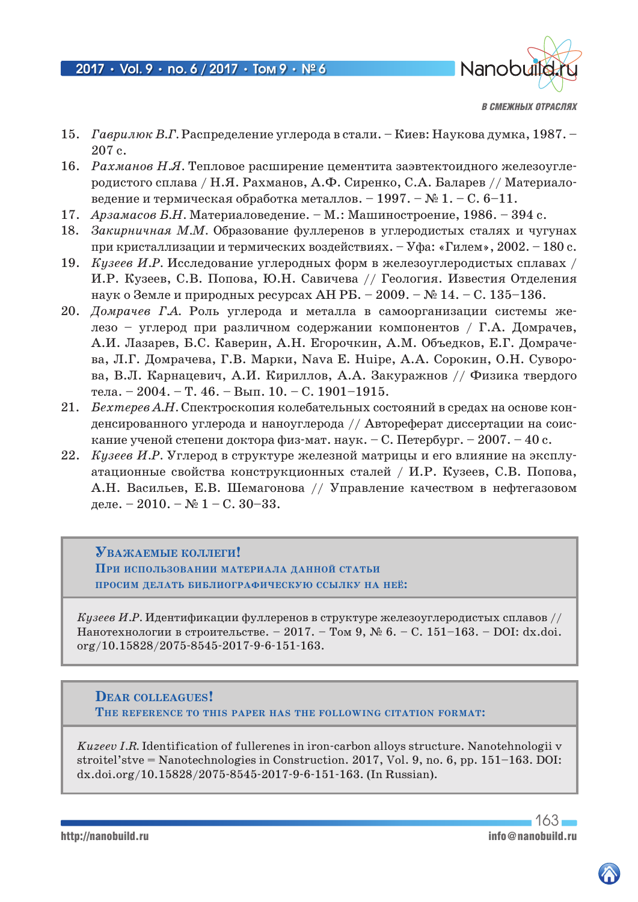15. *Гаврилюк В.Г.* Распределение углерода в стали. – Киев: Наукова думка, 1987. – 207 с.
16. *Рахманов Н.Я.* Тепловое расширение цементита заэвтектоидного железоуглеродистого сплава / Н.Я. Рахманов, А.Ф. Сиренко, С.А. Баларев // Материаловедение и термическая обработка металлов. – 1997. – № 1. – С. 6–11.
17. *Арзамасов Б.Н.* Материаловедение. – М.: Машиностроение, 1986. – 394 с.
18. *Закирничная М.М.* Образование фуллеренов в углеродистых сталях и чугунах при кристаллизации и термических воздействиях. – Уфа: «Гилем», 2002. – 180 с.
19. *Кузеев И.Р.* Исследование углеродных форм в железоуглеродистых сплавах / И.Р. Кузеев, С.В. Попова, Ю.Н. Савичева // Геология. Известия Отделения наук о Земле и природных ресурсах АН РБ. – 2009. – № 14. – С. 135–136.
20. *Домрачев Г.А.* Роль углерода и металла в самоорганизации системы железо – углерод при различном содержании компонентов / Г.А. Домрачев, А.И. Лазарев, Б.С. Каверин, А.Н. Егорочкин, А.М. Объедков, Е.Г. Домрачева, Л.Г. Домрачева, Г.В. Марки, Nava E. Huipe, А.А. Сорокин, О.Н. Суворова, В.Л. Карнацевич, А.И. Кириллов, А.А. Закуражнов // Физика твердого тела. – 2004. – Т. 46. – Вып. 10. – С. 1901–1915.
21. *Бехтерев А.Н.* Спектроскопия колебательных состояний в средах на основе конденсированного углерода и наноуглерода // Автореферат диссертации на соискание ученой степени доктора физ-мат. наук. – С. Петербург. – 2007. – 40 с.
22. *Кузеев И.Р.* Углерод в структуре железной матрицы и его влияние на эксплуатационные свойства конструкционных сталей / И.Р. Кузеев, С.В. Попова, А.Н. Васильев, Е.В. Шемагонова // Управление качеством в нефтегазовом деле. – 2010. – № 1 – С. 30–33.

**Уважаемые коллеги!**
**При использовании материала данной статьи просим делать библиографическую ссылку на неё:**

*Кузеев И.Р.* Идентификации фуллеренов в структуре железоуглеродистых сплавов // Нанотехнологии в строительстве. – 2017. – Том 9, № 6. – С. 151–163. – DOI: dx.doi.org/10.15828/2075-8545-2017-9-6-151-163.

**Dear colleagues!**
**The reference to this paper has the following citation format:**

*Kuzeev I.R.* Identification of fullerenes in iron-carbon alloys structure. Nanotehnologii v stroitel'stve = Nanotechnologies in Construction. 2017, Vol. 9, no. 6, pp. 151–163. DOI: dx.doi.org/10.15828/2075-8545-2017-9-6-151-163. (In Russian).